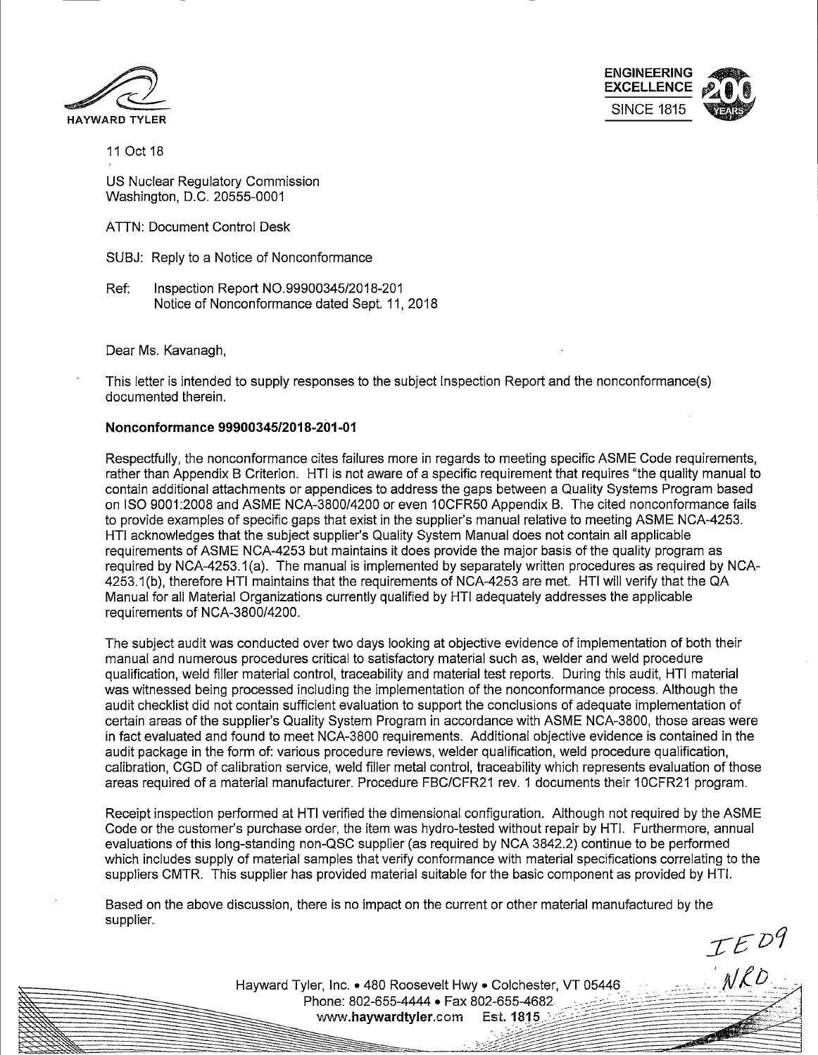HAYWARD TYLER

ENGINEERING EXCELLENCE SINCE 1815

11 Oct 18

US Nuclear Regulatory Commission
Washington, D.C. 20555-0001

ATTN: Document Control Desk

SUBJ: Reply to a Notice of Nonconformance

Ref: Inspection Report NO.99900345/2018-201
Notice of Nonconformance dated Sept. 11, 2018

Dear Ms. Kavanagh,

This letter is intended to supply responses to the subject Inspection Report and the nonconformance(s) documented therein.

**Nonconformance 99900345/2018-201-01**

Respectfully, the nonconformance cites failures more in regards to meeting specific ASME Code requirements, rather than Appendix B Criterion. HTI is not aware of a specific requirement that requires "the quality manual to contain additional attachments or appendices to address the gaps between a Quality Systems Program based on ISO 9001:2008 and ASME NCA-3800/4200 or even 10CFR50 Appendix B. The cited nonconformance fails to provide examples of specific gaps that exist in the supplier's manual relative to meeting ASME NCA-4253. HTI acknowledges that the subject supplier's Quality System Manual does not contain all applicable requirements of ASME NCA-4253 but maintains it does provide the major basis of the quality program as required by NCA-4253.1(a). The manual is implemented by separately written procedures as required by NCA-4253.1(b), therefore HTI maintains that the requirements of NCA-4253 are met. HTI will verify that the QA Manual for all Material Organizations currently qualified by HTI adequately addresses the applicable requirements of NCA-3800/4200.

The subject audit was conducted over two days looking at objective evidence of implementation of both their manual and numerous procedures critical to satisfactory material such as, welder and weld procedure qualification, weld filler material control, traceability and material test reports. During this audit, HTI material was witnessed being processed including the implementation of the nonconformance process. Although the audit checklist did not contain sufficient evaluation to support the conclusions of adequate implementation of certain areas of the supplier's Quality System Program in accordance with ASME NCA-3800, those areas were in fact evaluated and found to meet NCA-3800 requirements. Additional objective evidence is contained in the audit package in the form of: various procedure reviews, welder qualification, weld procedure qualification, calibration, CGD of calibration service, weld filler metal control, traceability which represents evaluation of those areas required of a material manufacturer. Procedure FBC/CFR21 rev. 1 documents their 10CFR21 program.

Receipt inspection performed at HTI verified the dimensional configuration. Although not required by the ASME Code or the customer's purchase order, the item was hydro-tested without repair by HTI. Furthermore, annual evaluations of this long-standing non-QSC supplier (as required by NCA 3842.2) continue to be performed which includes supply of material samples that verify conformance with material specifications correlating to the suppliers CMTR. This supplier has provided material suitable for the basic component as provided by HTI.

Based on the above discussion, there is no impact on the current or other material manufactured by the supplier.

IE09
NRD

Hayward Tyler, Inc. • 480 Roosevelt Hwy • Colchester, VT 05446
Phone: 802-655-4444 • Fax 802-655-4682
www.haywardtyler.com Est. 1815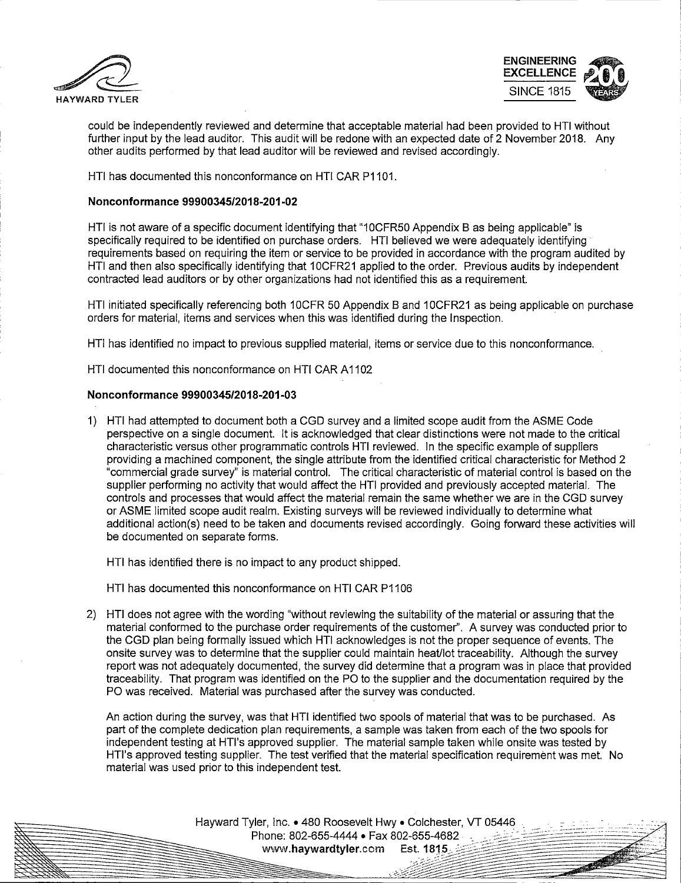could be independently reviewed and determine that acceptable material had been provided to HTI without further input by the lead auditor. This audit will be redone with an expected date of 2 November 2018. Any other audits performed by that lead auditor will be reviewed and revised accordingly.

HTI has documented this nonconformance on HTI CAR P1101.

**Nonconformance 99900345/2018-201-02**

HTI is not aware of a specific document identifying that "10CFR50 Appendix B as being applicable" is specifically required to be identified on purchase orders. HTI believed we were adequately identifying requirements based on requiring the item or service to be provided in accordance with the program audited by HTI and then also specifically identifying that 10CFR21 applied to the order. Previous audits by independent contracted lead auditors or by other organizations had not identified this as a requirement.

HTI initiated specifically referencing both 10CFR 50 Appendix B and 10CFR21 as being applicable on purchase orders for material, items and services when this was identified during the Inspection.

HTI has identified no impact to previous supplied material, items or service due to this nonconformance.

HTI documented this nonconformance on HTI CAR A1102

**Nonconformance 99900345/2018-201-03**

1) HTI had attempted to document both a CGD survey and a limited scope audit from the ASME Code perspective on a single document. It is acknowledged that clear distinctions were not made to the critical characteristic versus other programmatic controls HTI reviewed. In the specific example of suppliers providing a machined component, the single attribute from the identified critical characteristic for Method 2 "commercial grade survey" is material control. The critical characteristic of material control is based on the supplier performing no activity that would affect the HTI provided and previously accepted material. The controls and processes that would affect the material remain the same whether we are in the CGD survey or ASME limited scope audit realm. Existing surveys will be reviewed individually to determine what additional action(s) need to be taken and documents revised accordingly. Going forward these activities will be documented on separate forms.

   HTI has identified there is no impact to any product shipped.

   HTI has documented this nonconformance on HTI CAR P1106

2) HTI does not agree with the wording "without reviewing the suitability of the material or assuring that the material conformed to the purchase order requirements of the customer". A survey was conducted prior to the CGD plan being formally issued which HTI acknowledges is not the proper sequence of events. The onsite survey was to determine that the supplier could maintain heat/lot traceability. Although the survey report was not adequately documented, the survey did determine that a program was in place that provided traceability. That program was identified on the PO to the supplier and the documentation required by the PO was received. Material was purchased after the survey was conducted.

   An action during the survey, was that HTI identified two spools of material that was to be purchased. As part of the complete dedication plan requirements, a sample was taken from each of the two spools for independent testing at HTI's approved supplier. The material sample taken while onsite was tested by HTI's approved testing supplier. The test verified that the material specification requirement was met. No material was used prior to this independent test.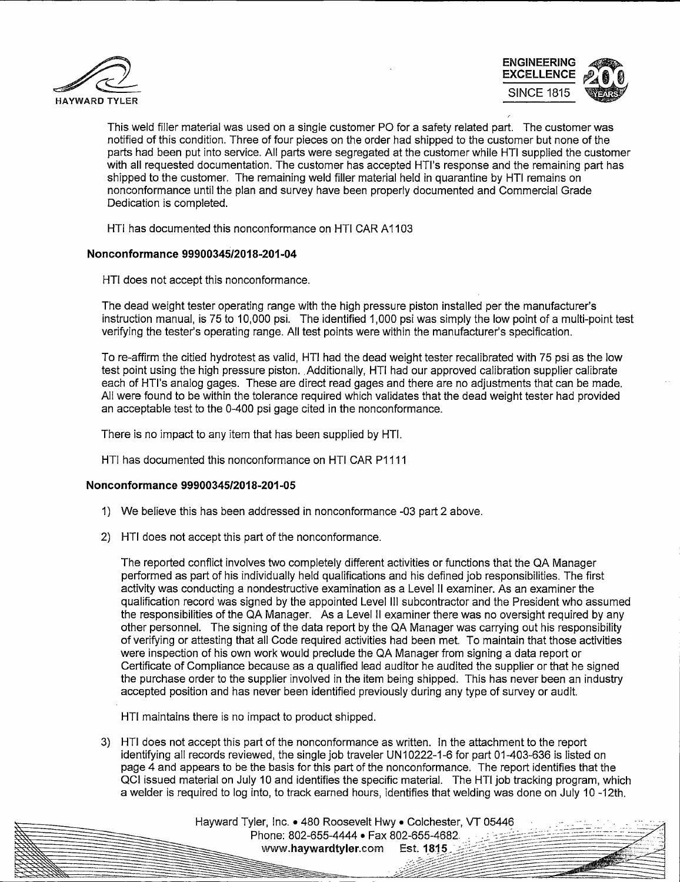This weld filler material was used on a single customer PO for a safety related part. The customer was notified of this condition. Three of four pieces on the order had shipped to the customer but none of the parts had been put into service. All parts were segregated at the customer while HTI supplied the customer with all requested documentation. The customer has accepted HTI's response and the remaining part has shipped to the customer. The remaining weld filler material held in quarantine by HTI remains on nonconformance until the plan and survey have been properly documented and Commercial Grade Dedication is completed.

HTI has documented this nonconformance on HTI CAR A1103

**Nonconformance 99900345/2018-201-04**

HTI does not accept this nonconformance.

The dead weight tester operating range with the high pressure piston installed per the manufacturer's instruction manual, is 75 to 10,000 psi. The identified 1,000 psi was simply the low point of a multi-point test verifying the tester's operating range. All test points were within the manufacturer's specification.

To re-affirm the citied hydrotest as valid, HTI had the dead weight tester recalibrated with 75 psi as the low test point using the high pressure piston. Additionally, HTI had our approved calibration supplier calibrate each of HTI's analog gages. These are direct read gages and there are no adjustments that can be made. All were found to be within the tolerance required which validates that the dead weight tester had provided an acceptable test to the 0-400 psi gage cited in the nonconformance.

There is no impact to any item that has been supplied by HTI.

HTI has documented this nonconformance on HTI CAR P1111

**Nonconformance 99900345/2018-201-05**

1) We believe this has been addressed in nonconformance -03 part 2 above.

2) HTI does not accept this part of the nonconformance.

   The reported conflict involves two completely different activities or functions that the QA Manager performed as part of his individually held qualifications and his defined job responsibilities. The first activity was conducting a nondestructive examination as a Level II examiner. As an examiner the qualification record was signed by the appointed Level III subcontractor and the President who assumed the responsibilities of the QA Manager. As a Level II examiner there was no oversight required by any other personnel. The signing of the data report by the QA Manager was carrying out his responsibility of verifying or attesting that all Code required activities had been met. To maintain that those activities were inspection of his own work would preclude the QA Manager from signing a data report or Certificate of Compliance because as a qualified lead auditor he audited the supplier or that he signed the purchase order to the supplier involved in the item being shipped. This has never been an industry accepted position and has never been identified previously during any type of survey or audit.

   HTI maintains there is no impact to product shipped.

3) HTI does not accept this part of the nonconformance as written. In the attachment to the report identifying all records reviewed, the single job traveler UN10222-1-6 for part 01-403-636 is listed on page 4 and appears to be the basis for this part of the nonconformance. The report identifies that the QCI issued material on July 10 and identifies the specific material. The HTI job tracking program, which a welder is required to log into, to track earned hours, identifies that welding was done on July 10 -12th.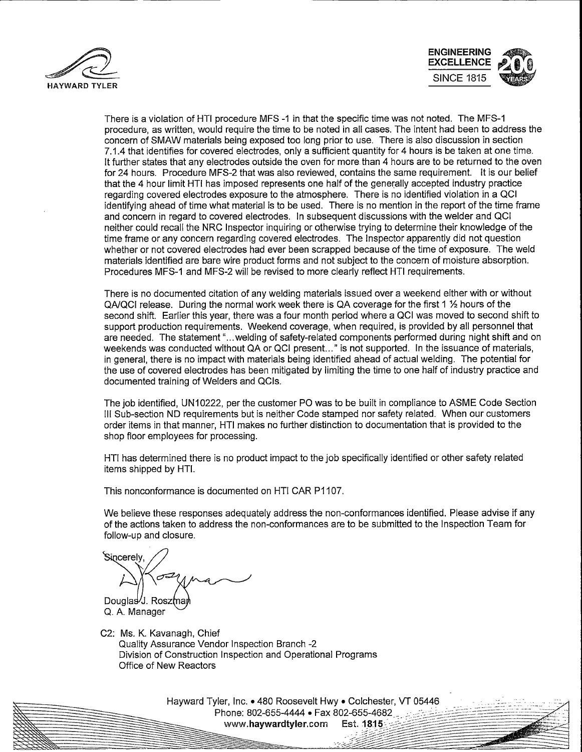There is a violation of HTI procedure MFS -1 in that the specific time was not noted. The MFS-1 procedure, as written, would require the time to be noted in all cases. The intent had been to address the concern of SMAW materials being exposed too long prior to use. There is also discussion in section 7.1.4 that identifies for covered electrodes, only a sufficient quantity for 4 hours is be taken at one time. It further states that any electrodes outside the oven for more than 4 hours are to be returned to the oven for 24 hours. Procedure MFS-2 that was also reviewed, contains the same requirement. It is our belief that the 4 hour limit HTI has imposed represents one half of the generally accepted industry practice regarding covered electrodes exposure to the atmosphere. There is no identified violation in a QCI identifying ahead of time what material is to be used. There is no mention in the report of the time frame and concern in regard to covered electrodes. In subsequent discussions with the welder and QCI neither could recall the NRC Inspector inquiring or otherwise trying to determine their knowledge of the time frame or any concern regarding covered electrodes. The Inspector apparently did not question whether or not covered electrodes had ever been scrapped because of the time of exposure. The weld materials identified are bare wire product forms and not subject to the concern of moisture absorption. Procedures MFS-1 and MFS-2 will be revised to more clearly reflect HTI requirements.

There is no documented citation of any welding materials issued over a weekend either with or without QA/QCI release. During the normal work week there is QA coverage for the first 1 ½ hours of the second shift. Earlier this year, there was a four month period where a QCI was moved to second shift to support production requirements. Weekend coverage, when required, is provided by all personnel that are needed. The statement "...welding of safety-related components performed during night shift and on weekends was conducted without QA or QCI present..." is not supported. In the issuance of materials, in general, there is no impact with materials being identified ahead of actual welding. The potential for the use of covered electrodes has been mitigated by limiting the time to one half of industry practice and documented training of Welders and QCIs.

The job identified, UN10222, per the customer PO was to be built in compliance to ASME Code Section III Sub-section ND requirements but is neither Code stamped nor safety related. When our customers order items in that manner, HTI makes no further distinction to documentation that is provided to the shop floor employees for processing.

HTI has determined there is no product impact to the job specifically identified or other safety related items shipped by HTI.

This nonconformance is documented on HTI CAR P1107.

We believe these responses adequately address the non-conformances identified. Please advise if any of the actions taken to address the non-conformances are to be submitted to the Inspection Team for follow-up and closure.

Sincerely,

Douglas J. Roszman
Q. A. Manager

C2: Ms. K. Kavanagh, Chief
Quality Assurance Vendor Inspection Branch -2
Division of Construction Inspection and Operational Programs
Office of New Reactors

Hayward Tyler, Inc. • 480 Roosevelt Hwy • Colchester, VT 05446
Phone: 802-655-4444 • Fax 802-655-4682
www.haywardtyler.com Est. 1815